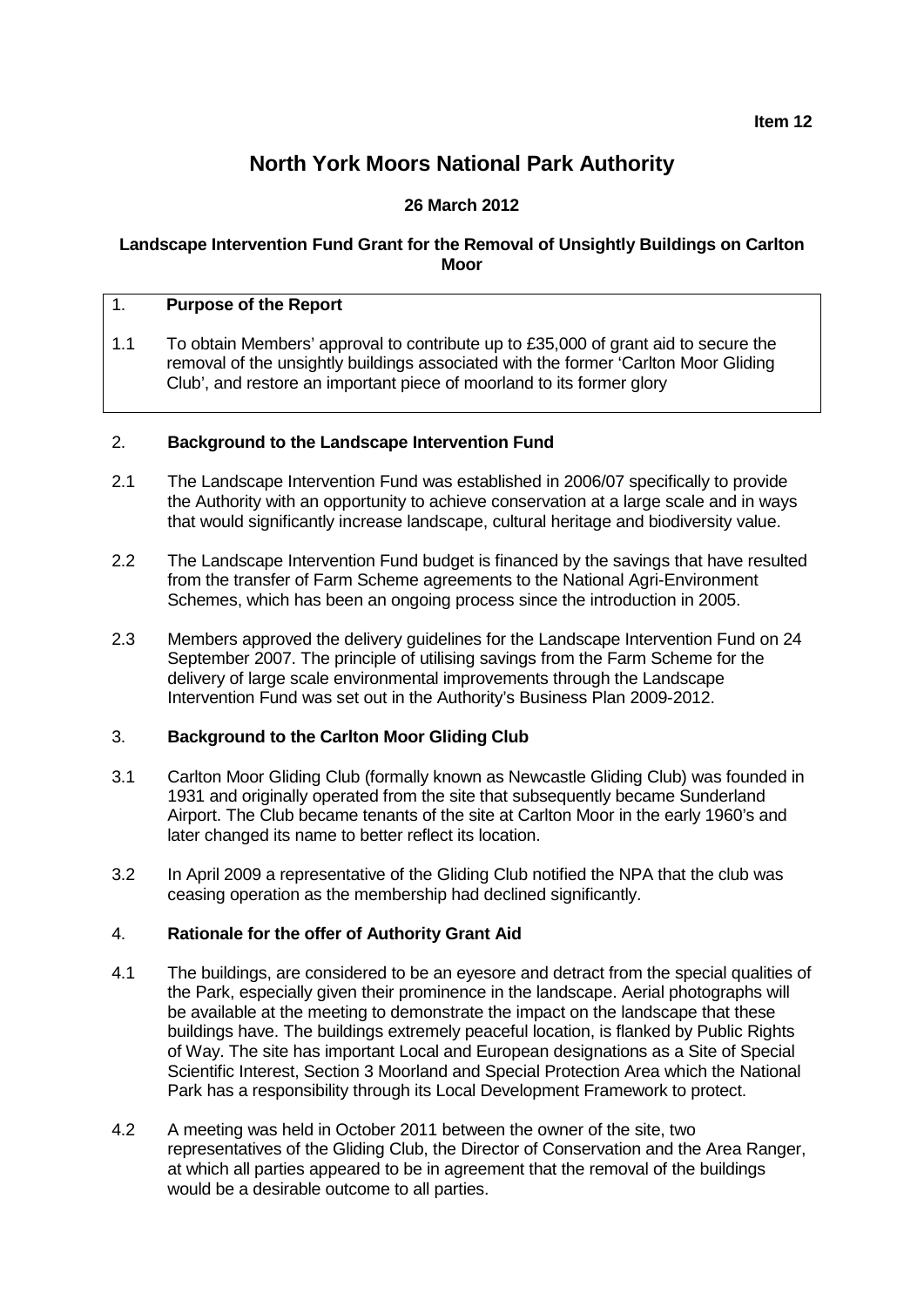**Item 12**

# North York Moors National Park Authority

**26 March 2012**

**Landscape Intervention Fund Grant for the Removal of Unsightly Buildings on Carlton Moor**

## 1. Purpose of the Report

1.1 To obtain Members' approval to contribute up to £35,000 of grant aid to secure the removal of the unsightly buildings associated with the former 'Carlton Moor Gliding Club', and restore an important piece of moorland to its former glory

## 2. Background to the Landscape Intervention Fund

2.1 The Landscape Intervention Fund was established in 2006/07 specifically to provide the Authority with an opportunity to achieve conservation at a large scale and in ways that would significantly increase landscape, cultural heritage and biodiversity value.

2.2 The Landscape Intervention Fund budget is financed by the savings that have resulted from the transfer of Farm Scheme agreements to the National Agri-Environment Schemes, which has been an ongoing process since the introduction in 2005.

2.3 Members approved the delivery guidelines for the Landscape Intervention Fund on 24 September 2007. The principle of utilising savings from the Farm Scheme for the delivery of large scale environmental improvements through the Landscape Intervention Fund was set out in the Authority's Business Plan 2009-2012.

## 3. Background to the Carlton Moor Gliding Club

3.1 Carlton Moor Gliding Club (formally known as Newcastle Gliding Club) was founded in 1931 and originally operated from the site that subsequently became Sunderland Airport. The Club became tenants of the site at Carlton Moor in the early 1960's and later changed its name to better reflect its location.

3.2 In April 2009 a representative of the Gliding Club notified the NPA that the club was ceasing operation as the membership had declined significantly.

## 4. Rationale for the offer of Authority Grant Aid

4.1 The buildings, are considered to be an eyesore and detract from the special qualities of the Park, especially given their prominence in the landscape. Aerial photographs will be available at the meeting to demonstrate the impact on the landscape that these buildings have. The buildings extremely peaceful location, is flanked by Public Rights of Way. The site has important Local and European designations as a Site of Special Scientific Interest, Section 3 Moorland and Special Protection Area which the National Park has a responsibility through its Local Development Framework to protect.

4.2 A meeting was held in October 2011 between the owner of the site, two representatives of the Gliding Club, the Director of Conservation and the Area Ranger, at which all parties appeared to be in agreement that the removal of the buildings would be a desirable outcome to all parties.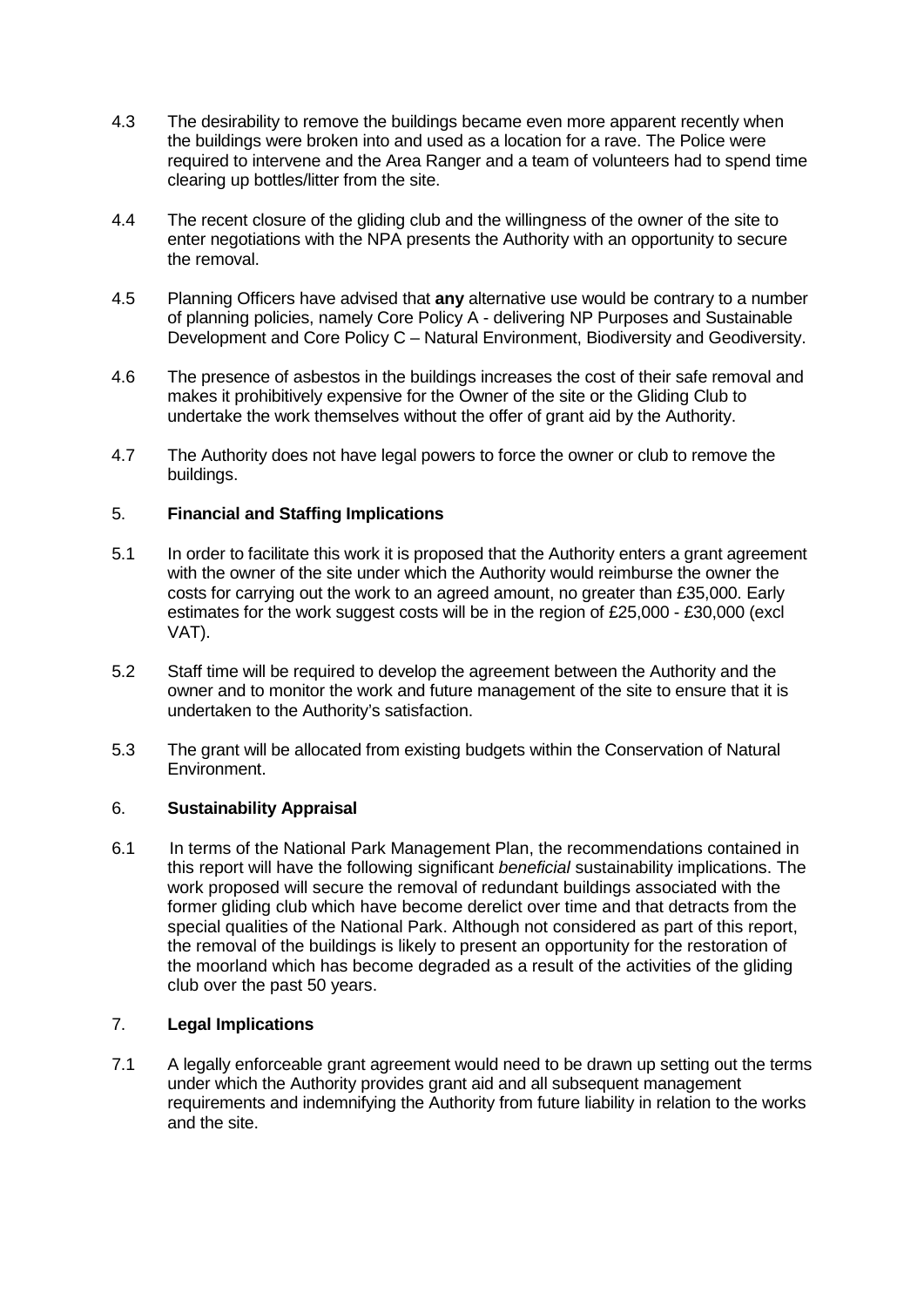4.3 The desirability to remove the buildings became even more apparent recently when the buildings were broken into and used as a location for a rave. The Police were required to intervene and the Area Ranger and a team of volunteers had to spend time clearing up bottles/litter from the site.

4.4 The recent closure of the gliding club and the willingness of the owner of the site to enter negotiations with the NPA presents the Authority with an opportunity to secure the removal.

4.5 Planning Officers have advised that **any** alternative use would be contrary to a number of planning policies, namely Core Policy A - delivering NP Purposes and Sustainable Development and Core Policy C – Natural Environment, Biodiversity and Geodiversity.

4.6 The presence of asbestos in the buildings increases the cost of their safe removal and makes it prohibitively expensive for the Owner of the site or the Gliding Club to undertake the work themselves without the offer of grant aid by the Authority.

4.7 The Authority does not have legal powers to force the owner or club to remove the buildings.

## 5. **Financial and Staffing Implications**

5.1 In order to facilitate this work it is proposed that the Authority enters a grant agreement with the owner of the site under which the Authority would reimburse the owner the costs for carrying out the work to an agreed amount, no greater than £35,000. Early estimates for the work suggest costs will be in the region of £25,000 - £30,000 (excl VAT).

5.2 Staff time will be required to develop the agreement between the Authority and the owner and to monitor the work and future management of the site to ensure that it is undertaken to the Authority's satisfaction.

5.3 The grant will be allocated from existing budgets within the Conservation of Natural Environment.

## 6. **Sustainability Appraisal**

6.1 In terms of the National Park Management Plan, the recommendations contained in this report will have the following significant *beneficial* sustainability implications. The work proposed will secure the removal of redundant buildings associated with the former gliding club which have become derelict over time and that detracts from the special qualities of the National Park. Although not considered as part of this report, the removal of the buildings is likely to present an opportunity for the restoration of the moorland which has become degraded as a result of the activities of the gliding club over the past 50 years.

## 7. **Legal Implications**

7.1 A legally enforceable grant agreement would need to be drawn up setting out the terms under which the Authority provides grant aid and all subsequent management requirements and indemnifying the Authority from future liability in relation to the works and the site.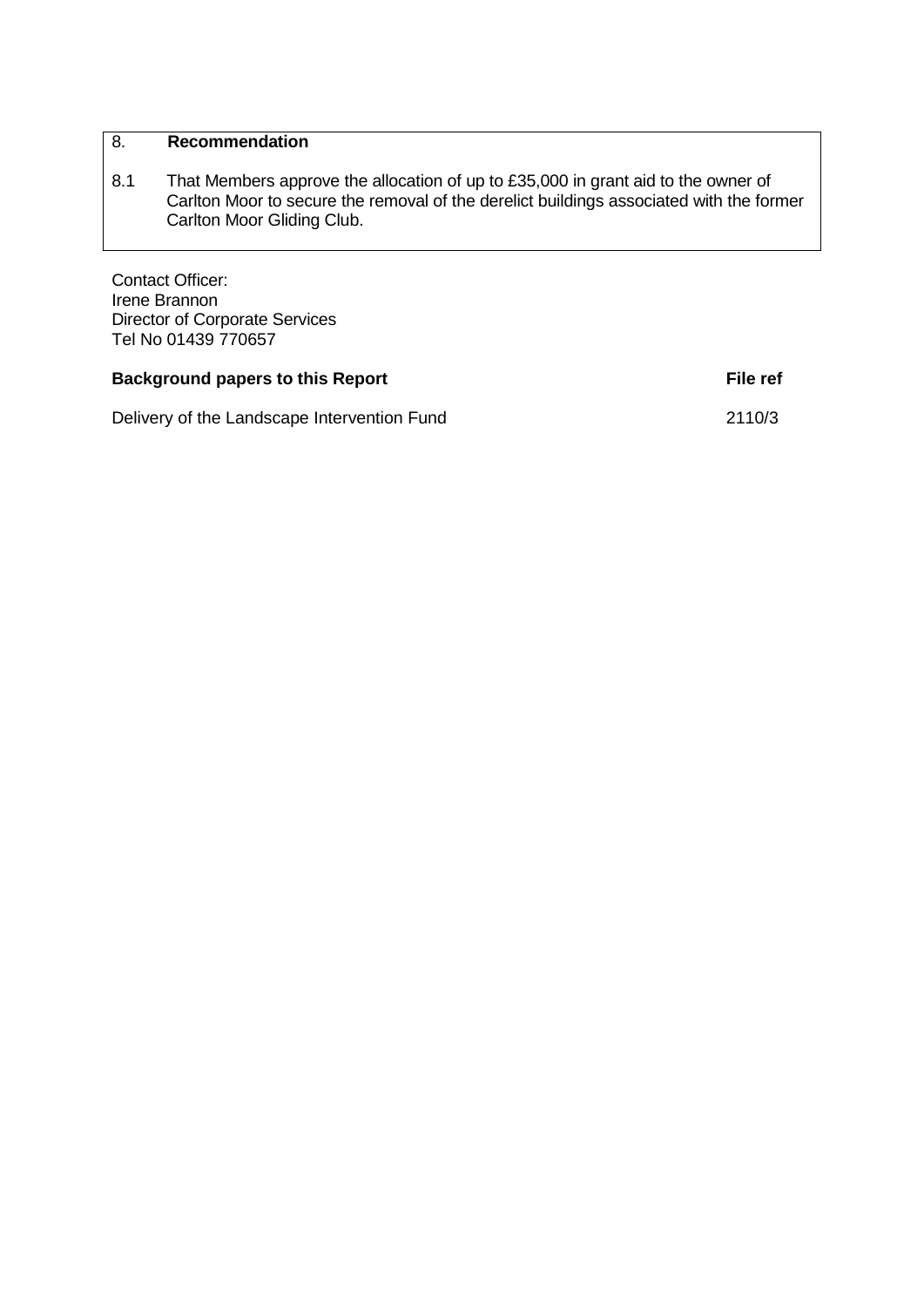## 8. Recommendation

8.1 That Members approve the allocation of up to £35,000 in grant aid to the owner of Carlton Moor to secure the removal of the derelict buildings associated with the former Carlton Moor Gliding Club.

Contact Officer:
Irene Brannon
Director of Corporate Services
Tel No 01439 770657

| **Background papers to this Report** | **File ref** |
|---|---|
| Delivery of the Landscape Intervention Fund | 2110/3 |